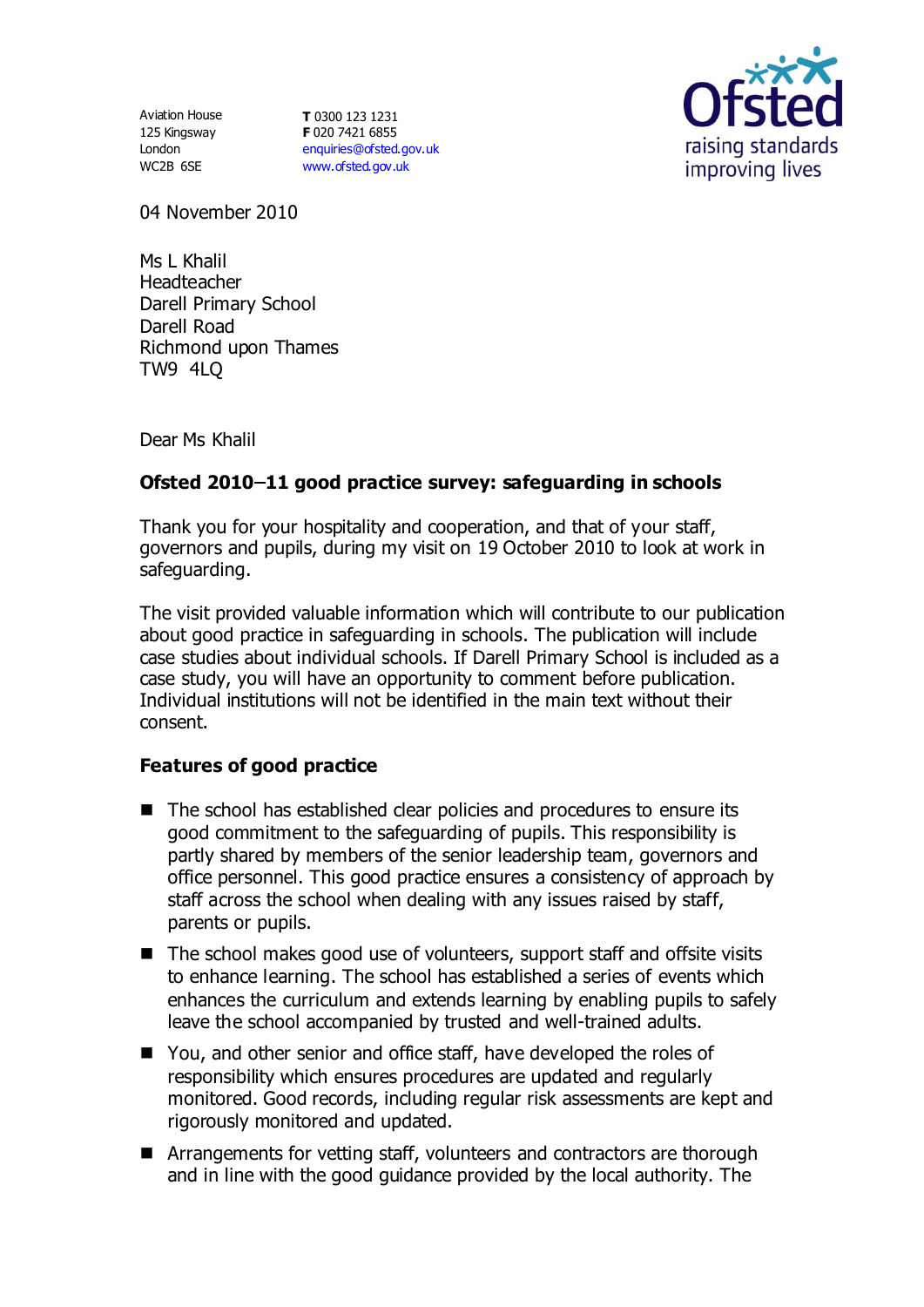Aviation House
125 Kingsway
London
WC2B 6SE

**T** 0300 123 1231
**F** 020 7421 6855
enquiries@ofsted.gov.uk
www.ofsted.gov.uk

Ofsted
raising standards
improving lives

04 November 2010

Ms L Khalil
Headteacher
Darell Primary School
Darell Road
Richmond upon Thames
TW9 4LQ

Dear Ms Khalil

**Ofsted 2010–11 good practice survey: safeguarding in schools**

Thank you for your hospitality and cooperation, and that of your staff, governors and pupils, during my visit on 19 October 2010 to look at work in safeguarding.

The visit provided valuable information which will contribute to our publication about good practice in safeguarding in schools. The publication will include case studies about individual schools. If Darell Primary School is included as a case study, you will have an opportunity to comment before publication. Individual institutions will not be identified in the main text without their consent.

**Features of good practice**

- The school has established clear policies and procedures to ensure its good commitment to the safeguarding of pupils. This responsibility is partly shared by members of the senior leadership team, governors and office personnel. This good practice ensures a consistency of approach by staff across the school when dealing with any issues raised by staff, parents or pupils.
- The school makes good use of volunteers, support staff and offsite visits to enhance learning. The school has established a series of events which enhances the curriculum and extends learning by enabling pupils to safely leave the school accompanied by trusted and well-trained adults.
- You, and other senior and office staff, have developed the roles of responsibility which ensures procedures are updated and regularly monitored. Good records, including regular risk assessments are kept and rigorously monitored and updated.
- Arrangements for vetting staff, volunteers and contractors are thorough and in line with the good guidance provided by the local authority. The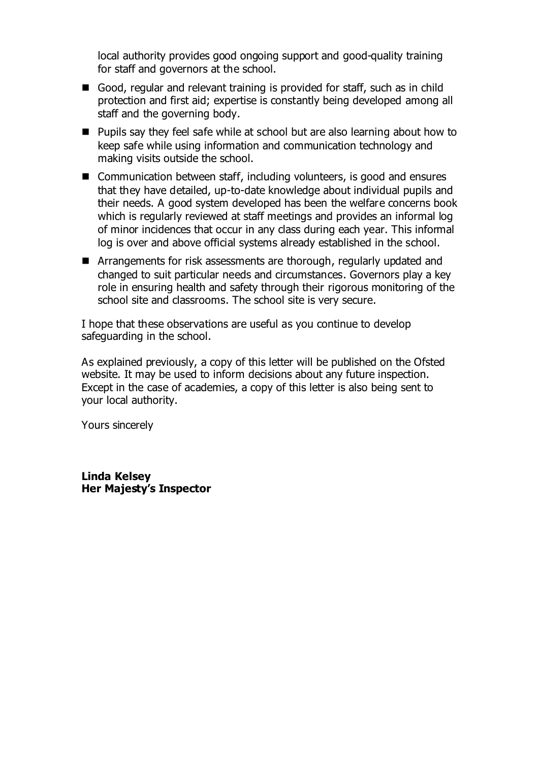local authority provides good ongoing support and good-quality training for staff and governors at the school.

- Good, regular and relevant training is provided for staff, such as in child protection and first aid; expertise is constantly being developed among all staff and the governing body.
- Pupils say they feel safe while at school but are also learning about how to keep safe while using information and communication technology and making visits outside the school.
- Communication between staff, including volunteers, is good and ensures that they have detailed, up-to-date knowledge about individual pupils and their needs. A good system developed has been the welfare concerns book which is regularly reviewed at staff meetings and provides an informal log of minor incidences that occur in any class during each year. This informal log is over and above official systems already established in the school.
- Arrangements for risk assessments are thorough, regularly updated and changed to suit particular needs and circumstances. Governors play a key role in ensuring health and safety through their rigorous monitoring of the school site and classrooms. The school site is very secure.

I hope that these observations are useful as you continue to develop safeguarding in the school.

As explained previously, a copy of this letter will be published on the Ofsted website. It may be used to inform decisions about any future inspection. Except in the case of academies, a copy of this letter is also being sent to your local authority.

Yours sincerely

**Linda Kelsey**
**Her Majesty's Inspector**